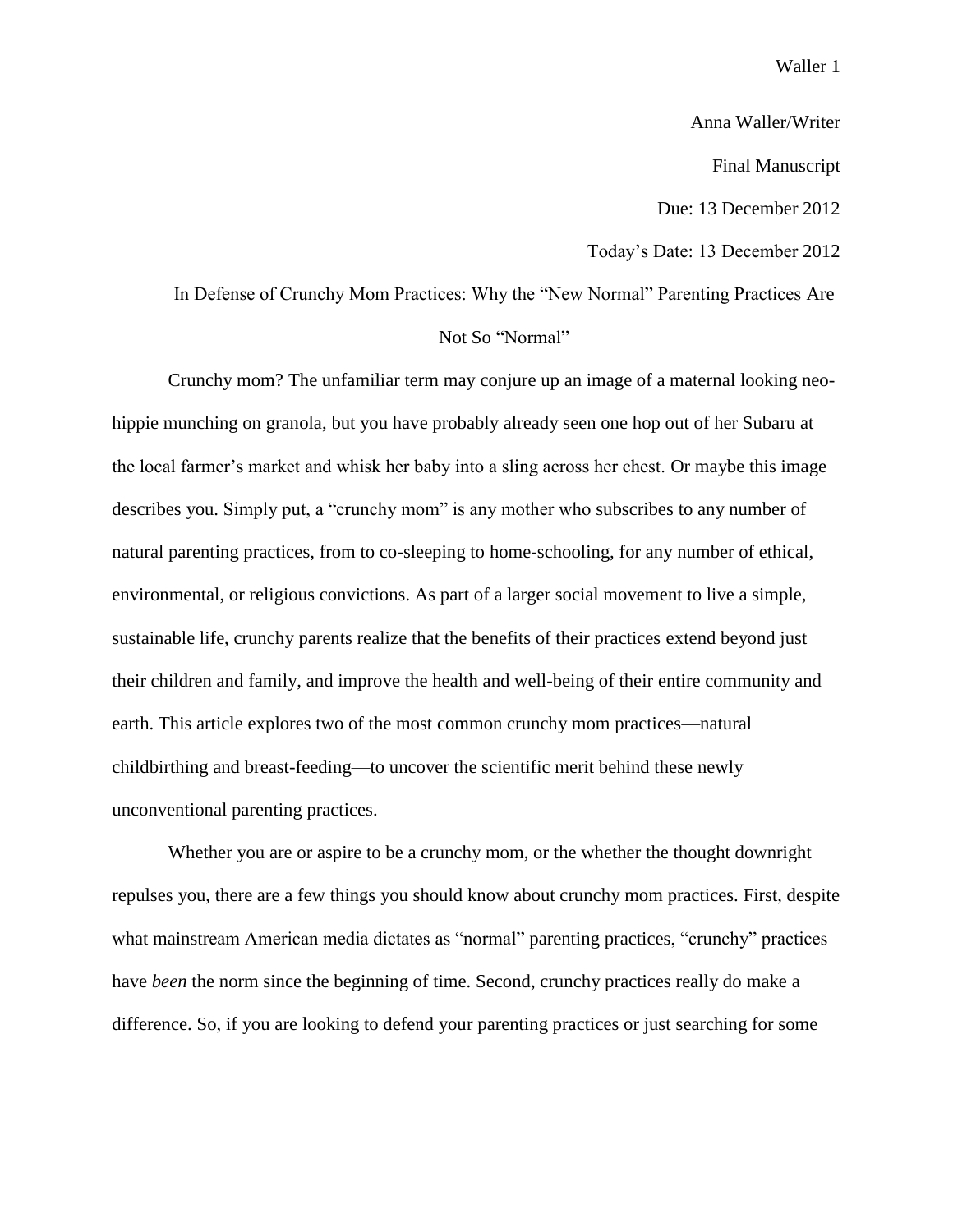Anna Waller/Writer

Final Manuscript

Due: 13 December 2012

Today's Date: 13 December 2012

# In Defense of Crunchy Mom Practices: Why the "New Normal" Parenting Practices Are Not So "Normal"

Crunchy mom? The unfamiliar term may conjure up an image of a maternal looking neo-hippie munching on granola, but you have probably already seen one hop out of her Subaru at the local farmer's market and whisk her baby into a sling across her chest. Or maybe this image describes you. Simply put, a "crunchy mom" is any mother who subscribes to any number of natural parenting practices, from to co-sleeping to home-schooling, for any number of ethical, environmental, or religious convictions. As part of a larger social movement to live a simple, sustainable life, crunchy parents realize that the benefits of their practices extend beyond just their children and family, and improve the health and well-being of their entire community and earth. This article explores two of the most common crunchy mom practices—natural childbirthing and breast-feeding—to uncover the scientific merit behind these newly unconventional parenting practices.

Whether you are or aspire to be a crunchy mom, or the whether the thought downright repulses you, there are a few things you should know about crunchy mom practices. First, despite what mainstream American media dictates as "normal" parenting practices, "crunchy" practices have *been* the norm since the beginning of time. Second, crunchy practices really do make a difference. So, if you are looking to defend your parenting practices or just searching for some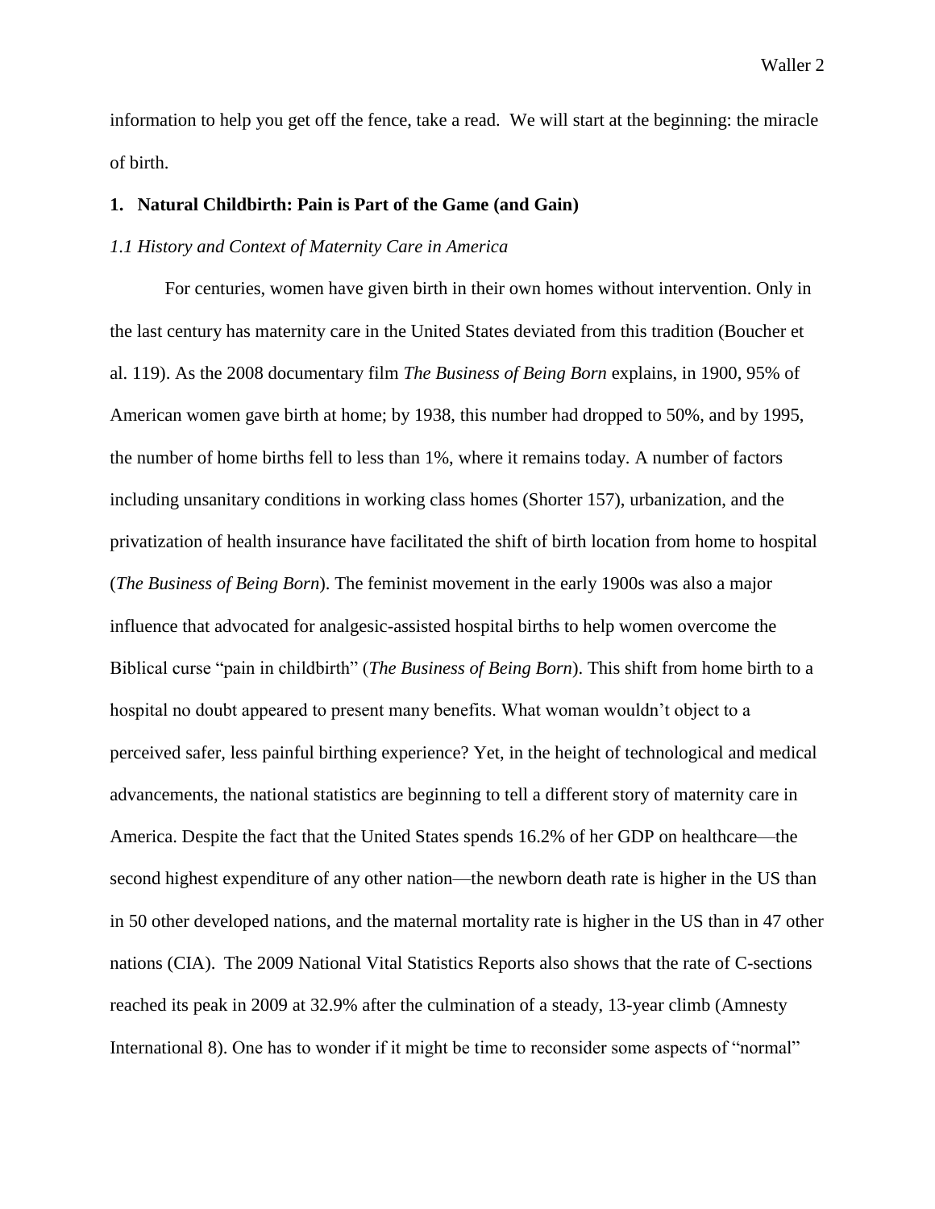information to help you get off the fence, take a read. We will start at the beginning: the miracle of birth.

## 1. Natural Childbirth: Pain is Part of the Game (and Gain)

### *1.1 History and Context of Maternity Care in America*

For centuries, women have given birth in their own homes without intervention. Only in the last century has maternity care in the United States deviated from this tradition (Boucher et al. 119). As the 2008 documentary film *The Business of Being Born* explains, in 1900, 95% of American women gave birth at home; by 1938, this number had dropped to 50%, and by 1995, the number of home births fell to less than 1%, where it remains today. A number of factors including unsanitary conditions in working class homes (Shorter 157), urbanization, and the privatization of health insurance have facilitated the shift of birth location from home to hospital (*The Business of Being Born*). The feminist movement in the early 1900s was also a major influence that advocated for analgesic-assisted hospital births to help women overcome the Biblical curse "pain in childbirth" (*The Business of Being Born*). This shift from home birth to a hospital no doubt appeared to present many benefits. What woman wouldn't object to a perceived safer, less painful birthing experience? Yet, in the height of technological and medical advancements, the national statistics are beginning to tell a different story of maternity care in America. Despite the fact that the United States spends 16.2% of her GDP on healthcare—the second highest expenditure of any other nation—the newborn death rate is higher in the US than in 50 other developed nations, and the maternal mortality rate is higher in the US than in 47 other nations (CIA). The 2009 National Vital Statistics Reports also shows that the rate of C-sections reached its peak in 2009 at 32.9% after the culmination of a steady, 13-year climb (Amnesty International 8). One has to wonder if it might be time to reconsider some aspects of "normal"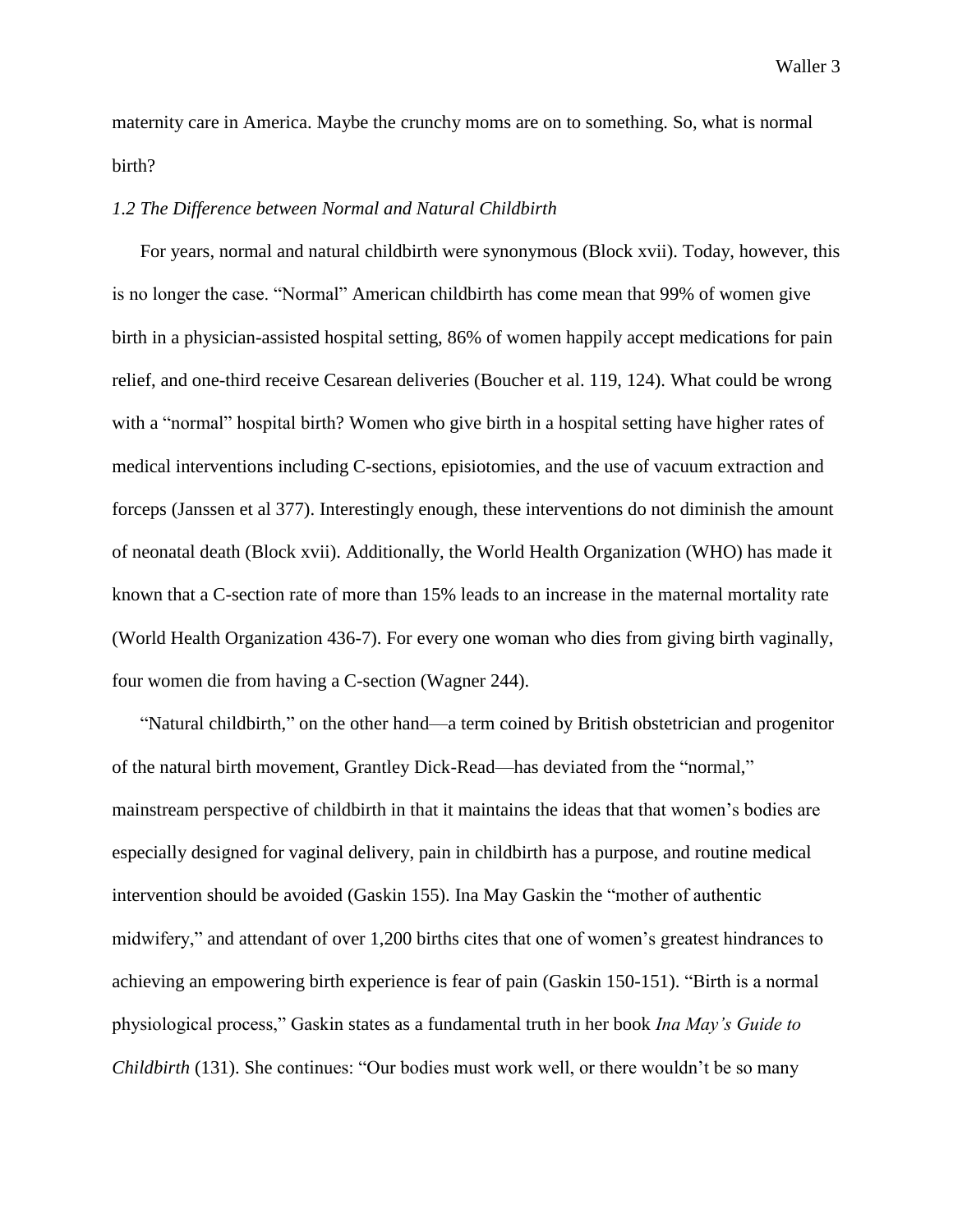maternity care in America. Maybe the crunchy moms are on to something. So, what is normal birth?

### *1.2 The Difference between Normal and Natural Childbirth*

For years, normal and natural childbirth were synonymous (Block xvii). Today, however, this is no longer the case. "Normal" American childbirth has come mean that 99% of women give birth in a physician-assisted hospital setting, 86% of women happily accept medications for pain relief, and one-third receive Cesarean deliveries (Boucher et al. 119, 124). What could be wrong with a "normal" hospital birth? Women who give birth in a hospital setting have higher rates of medical interventions including C-sections, episiotomies, and the use of vacuum extraction and forceps (Janssen et al 377). Interestingly enough, these interventions do not diminish the amount of neonatal death (Block xvii). Additionally, the World Health Organization (WHO) has made it known that a C-section rate of more than 15% leads to an increase in the maternal mortality rate (World Health Organization 436-7). For every one woman who dies from giving birth vaginally, four women die from having a C-section (Wagner 244).

"Natural childbirth," on the other hand—a term coined by British obstetrician and progenitor of the natural birth movement, Grantley Dick-Read—has deviated from the "normal," mainstream perspective of childbirth in that it maintains the ideas that that women's bodies are especially designed for vaginal delivery, pain in childbirth has a purpose, and routine medical intervention should be avoided (Gaskin 155). Ina May Gaskin the "mother of authentic midwifery," and attendant of over 1,200 births cites that one of women's greatest hindrances to achieving an empowering birth experience is fear of pain (Gaskin 150-151). "Birth is a normal physiological process," Gaskin states as a fundamental truth in her book *Ina May's Guide to Childbirth* (131). She continues: "Our bodies must work well, or there wouldn't be so many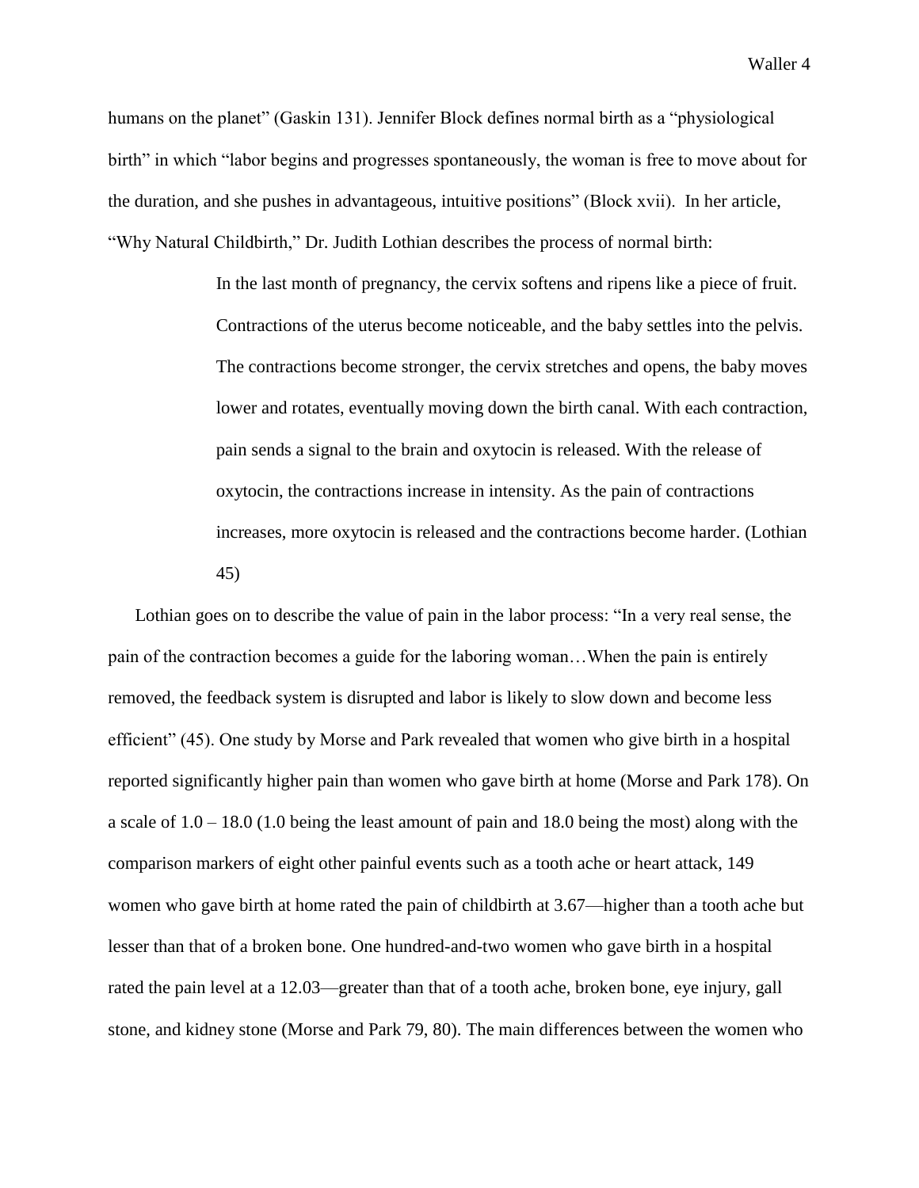humans on the planet" (Gaskin 131). Jennifer Block defines normal birth as a "physiological birth" in which "labor begins and progresses spontaneously, the woman is free to move about for the duration, and she pushes in advantageous, intuitive positions" (Block xvii). In her article, "Why Natural Childbirth," Dr. Judith Lothian describes the process of normal birth:

> In the last month of pregnancy, the cervix softens and ripens like a piece of fruit. Contractions of the uterus become noticeable, and the baby settles into the pelvis. The contractions become stronger, the cervix stretches and opens, the baby moves lower and rotates, eventually moving down the birth canal. With each contraction, pain sends a signal to the brain and oxytocin is released. With the release of oxytocin, the contractions increase in intensity. As the pain of contractions increases, more oxytocin is released and the contractions become harder. (Lothian 45)

Lothian goes on to describe the value of pain in the labor process: "In a very real sense, the pain of the contraction becomes a guide for the laboring woman…When the pain is entirely removed, the feedback system is disrupted and labor is likely to slow down and become less efficient" (45). One study by Morse and Park revealed that women who give birth in a hospital reported significantly higher pain than women who gave birth at home (Morse and Park 178). On a scale of 1.0 – 18.0 (1.0 being the least amount of pain and 18.0 being the most) along with the comparison markers of eight other painful events such as a tooth ache or heart attack, 149 women who gave birth at home rated the pain of childbirth at 3.67—higher than a tooth ache but lesser than that of a broken bone. One hundred-and-two women who gave birth in a hospital rated the pain level at a 12.03—greater than that of a tooth ache, broken bone, eye injury, gall stone, and kidney stone (Morse and Park 79, 80). The main differences between the women who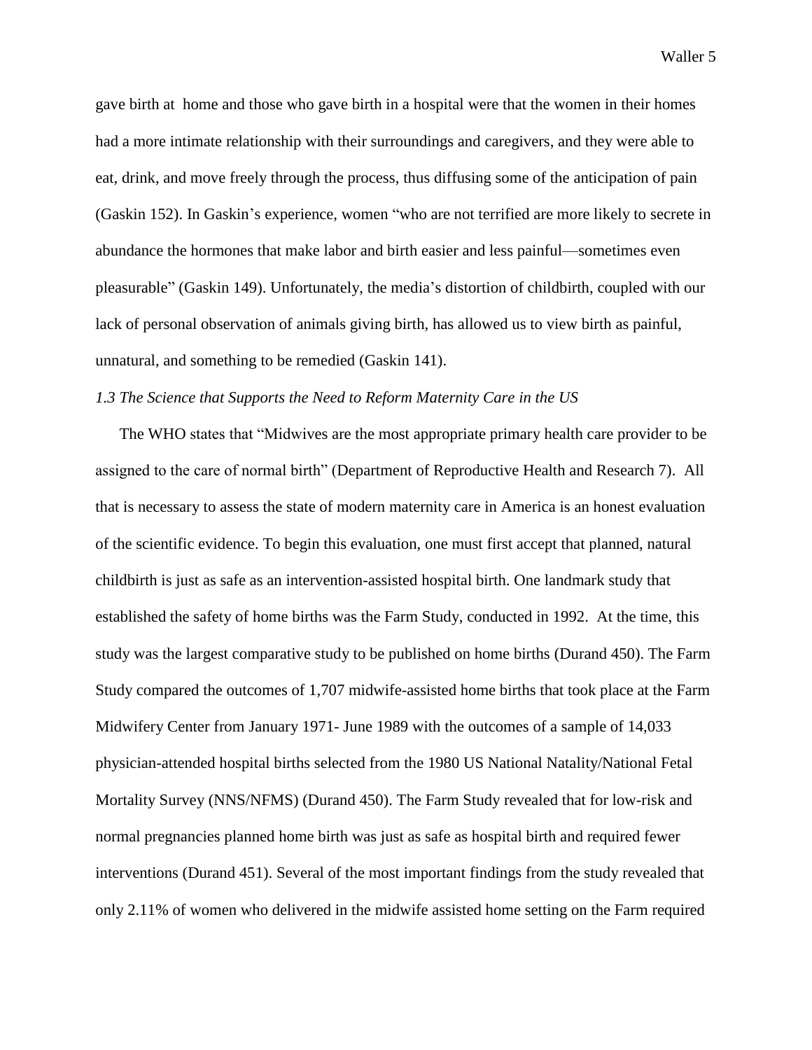gave birth at home and those who gave birth in a hospital were that the women in their homes had a more intimate relationship with their surroundings and caregivers, and they were able to eat, drink, and move freely through the process, thus diffusing some of the anticipation of pain (Gaskin 152). In Gaskin's experience, women "who are not terrified are more likely to secrete in abundance the hormones that make labor and birth easier and less painful—sometimes even pleasurable" (Gaskin 149). Unfortunately, the media's distortion of childbirth, coupled with our lack of personal observation of animals giving birth, has allowed us to view birth as painful, unnatural, and something to be remedied (Gaskin 141).

### *1.3 The Science that Supports the Need to Reform Maternity Care in the US*

The WHO states that "Midwives are the most appropriate primary health care provider to be assigned to the care of normal birth" (Department of Reproductive Health and Research 7). All that is necessary to assess the state of modern maternity care in America is an honest evaluation of the scientific evidence. To begin this evaluation, one must first accept that planned, natural childbirth is just as safe as an intervention-assisted hospital birth. One landmark study that established the safety of home births was the Farm Study, conducted in 1992. At the time, this study was the largest comparative study to be published on home births (Durand 450). The Farm Study compared the outcomes of 1,707 midwife-assisted home births that took place at the Farm Midwifery Center from January 1971- June 1989 with the outcomes of a sample of 14,033 physician-attended hospital births selected from the 1980 US National Natality/National Fetal Mortality Survey (NNS/NFMS) (Durand 450). The Farm Study revealed that for low-risk and normal pregnancies planned home birth was just as safe as hospital birth and required fewer interventions (Durand 451). Several of the most important findings from the study revealed that only 2.11% of women who delivered in the midwife assisted home setting on the Farm required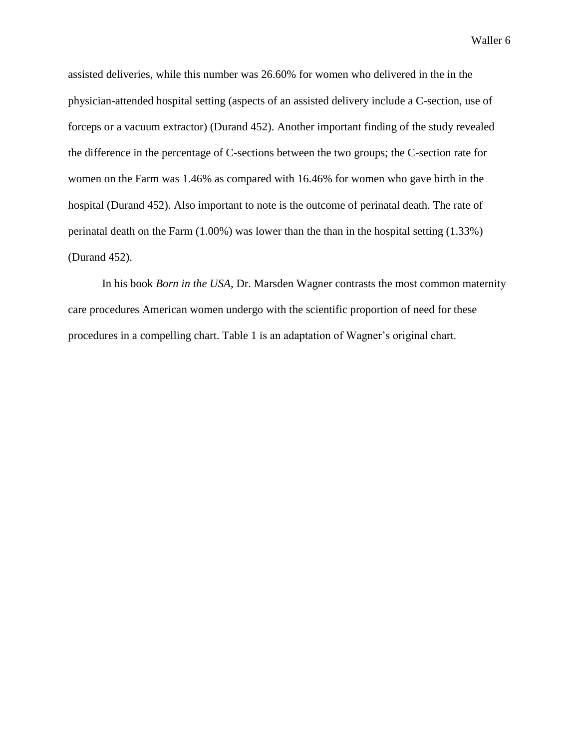assisted deliveries, while this number was 26.60% for women who delivered in the in the physician-attended hospital setting (aspects of an assisted delivery include a C-section, use of forceps or a vacuum extractor) (Durand 452). Another important finding of the study revealed the difference in the percentage of C-sections between the two groups; the C-section rate for women on the Farm was 1.46% as compared with 16.46% for women who gave birth in the hospital (Durand 452). Also important to note is the outcome of perinatal death. The rate of perinatal death on the Farm (1.00%) was lower than the than in the hospital setting (1.33%) (Durand 452).

In his book *Born in the USA*, Dr. Marsden Wagner contrasts the most common maternity care procedures American women undergo with the scientific proportion of need for these procedures in a compelling chart. Table 1 is an adaptation of Wagner's original chart.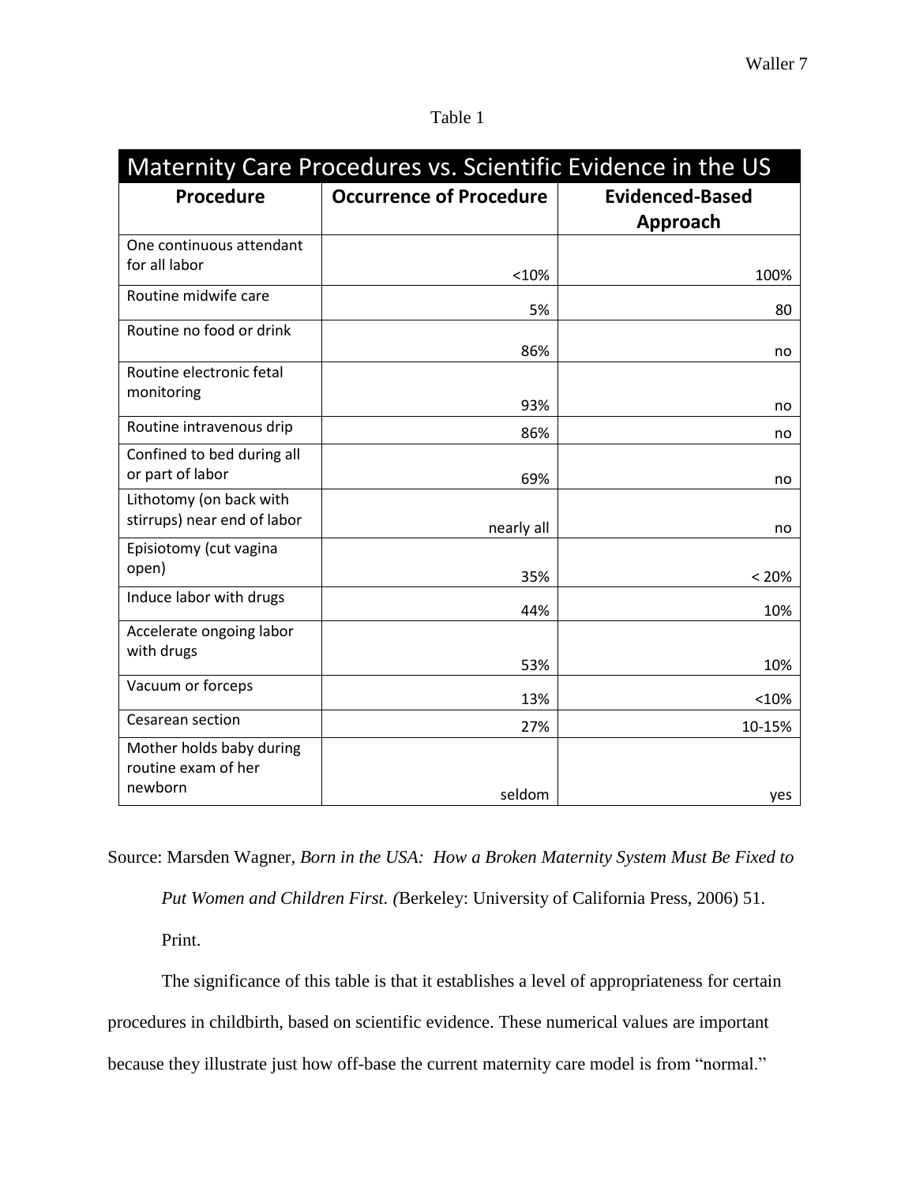Table 1

| Maternity Care Procedures vs. Scientific Evidence in the US | | |
|---|---|---|
| **Procedure** | **Occurrence of Procedure** | **Evidenced-Based Approach** |
| One continuous attendant for all labor | <10% | 100% |
| Routine midwife care | 5% | 80 |
| Routine no food or drink | 86% | no |
| Routine electronic fetal monitoring | 93% | no |
| Routine intravenous drip | 86% | no |
| Confined to bed during all or part of labor | 69% | no |
| Lithotomy (on back with stirrups) near end of labor | nearly all | no |
| Episiotomy (cut vagina open) | 35% | < 20% |
| Induce labor with drugs | 44% | 10% |
| Accelerate ongoing labor with drugs | 53% | 10% |
| Vacuum or forceps | 13% | <10% |
| Cesarean section | 27% | 10-15% |
| Mother holds baby during routine exam of her newborn | seldom | yes |

Source: Marsden Wagner, *Born in the USA: How a Broken Maternity System Must Be Fixed to Put Women and Children First. (*Berkeley: University of California Press, 2006) 51. Print.

The significance of this table is that it establishes a level of appropriateness for certain procedures in childbirth, based on scientific evidence. These numerical values are important because they illustrate just how off-base the current maternity care model is from "normal."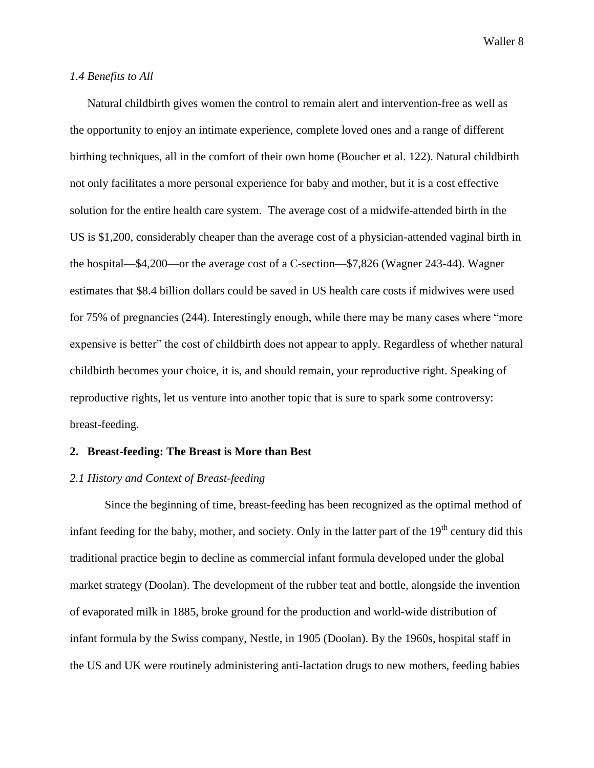*1.4 Benefits to All*

Natural childbirth gives women the control to remain alert and intervention-free as well as the opportunity to enjoy an intimate experience, complete loved ones and a range of different birthing techniques, all in the comfort of their own home (Boucher et al. 122). Natural childbirth not only facilitates a more personal experience for baby and mother, but it is a cost effective solution for the entire health care system. The average cost of a midwife-attended birth in the US is $1,200, considerably cheaper than the average cost of a physician-attended vaginal birth in the hospital—$4,200—or the average cost of a C-section—$7,826 (Wagner 243-44). Wagner estimates that $8.4 billion dollars could be saved in US health care costs if midwives were used for 75% of pregnancies (244). Interestingly enough, while there may be many cases where "more expensive is better" the cost of childbirth does not appear to apply. Regardless of whether natural childbirth becomes your choice, it is, and should remain, your reproductive right. Speaking of reproductive rights, let us venture into another topic that is sure to spark some controversy: breast-feeding.

## 2. Breast-feeding: The Breast is More than Best

*2.1 History and Context of Breast-feeding*

Since the beginning of time, breast-feeding has been recognized as the optimal method of infant feeding for the baby, mother, and society. Only in the latter part of the 19th century did this traditional practice begin to decline as commercial infant formula developed under the global market strategy (Doolan). The development of the rubber teat and bottle, alongside the invention of evaporated milk in 1885, broke ground for the production and world-wide distribution of infant formula by the Swiss company, Nestle, in 1905 (Doolan). By the 1960s, hospital staff in the US and UK were routinely administering anti-lactation drugs to new mothers, feeding babies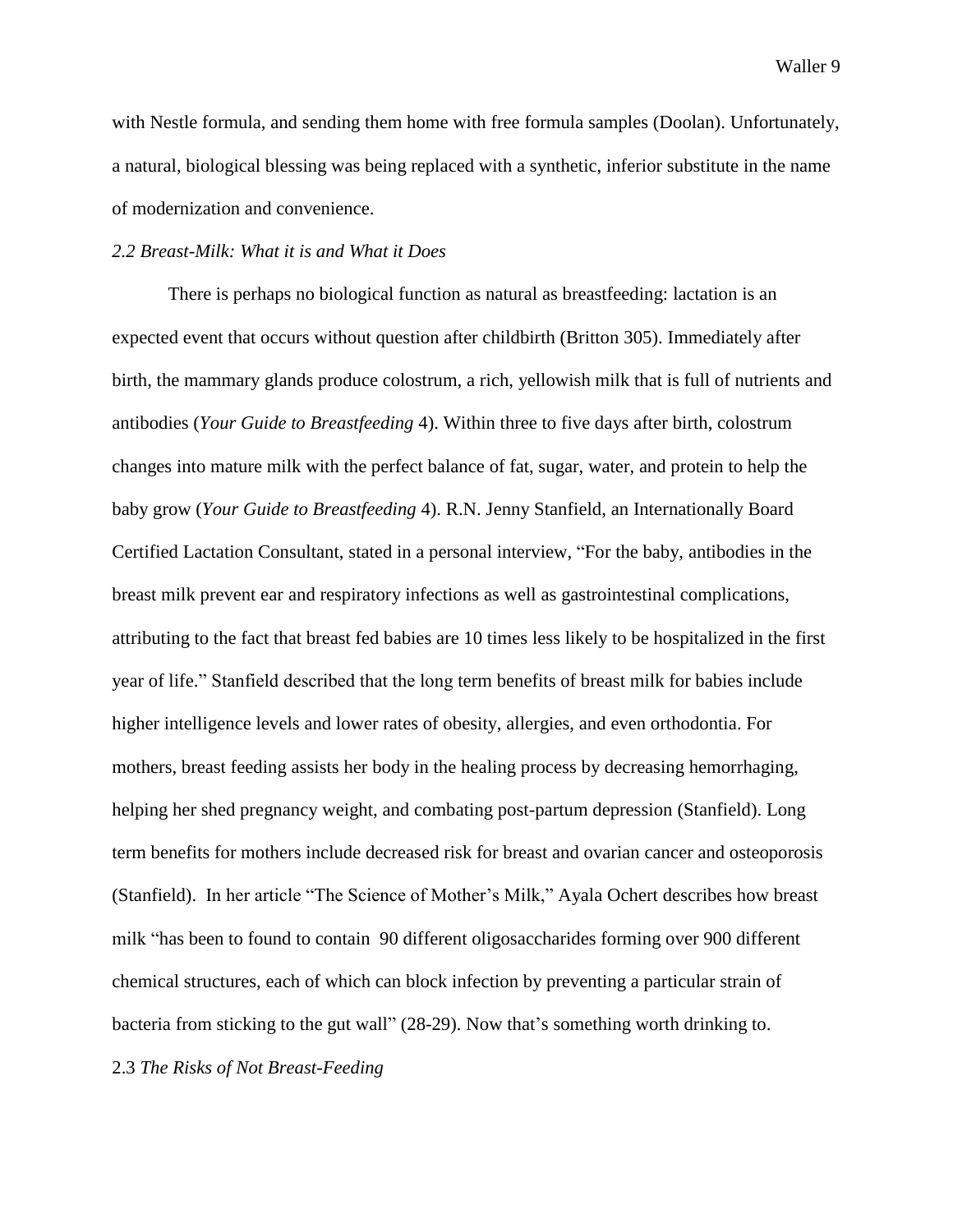with Nestle formula, and sending them home with free formula samples (Doolan). Unfortunately, a natural, biological blessing was being replaced with a synthetic, inferior substitute in the name of modernization and convenience.

### *2.2 Breast-Milk: What it is and What it Does*

There is perhaps no biological function as natural as breastfeeding: lactation is an expected event that occurs without question after childbirth (Britton 305). Immediately after birth, the mammary glands produce colostrum, a rich, yellowish milk that is full of nutrients and antibodies (*Your Guide to Breastfeeding* 4). Within three to five days after birth, colostrum changes into mature milk with the perfect balance of fat, sugar, water, and protein to help the baby grow (*Your Guide to Breastfeeding* 4). R.N. Jenny Stanfield, an Internationally Board Certified Lactation Consultant, stated in a personal interview, "For the baby, antibodies in the breast milk prevent ear and respiratory infections as well as gastrointestinal complications, attributing to the fact that breast fed babies are 10 times less likely to be hospitalized in the first year of life." Stanfield described that the long term benefits of breast milk for babies include higher intelligence levels and lower rates of obesity, allergies, and even orthodontia. For mothers, breast feeding assists her body in the healing process by decreasing hemorrhaging, helping her shed pregnancy weight, and combating post-partum depression (Stanfield). Long term benefits for mothers include decreased risk for breast and ovarian cancer and osteoporosis (Stanfield). In her article "The Science of Mother's Milk," Ayala Ochert describes how breast milk "has been to found to contain 90 different oligosaccharides forming over 900 different chemical structures, each of which can block infection by preventing a particular strain of bacteria from sticking to the gut wall" (28-29). Now that's something worth drinking to.

### 2.3 *The Risks of Not Breast-Feeding*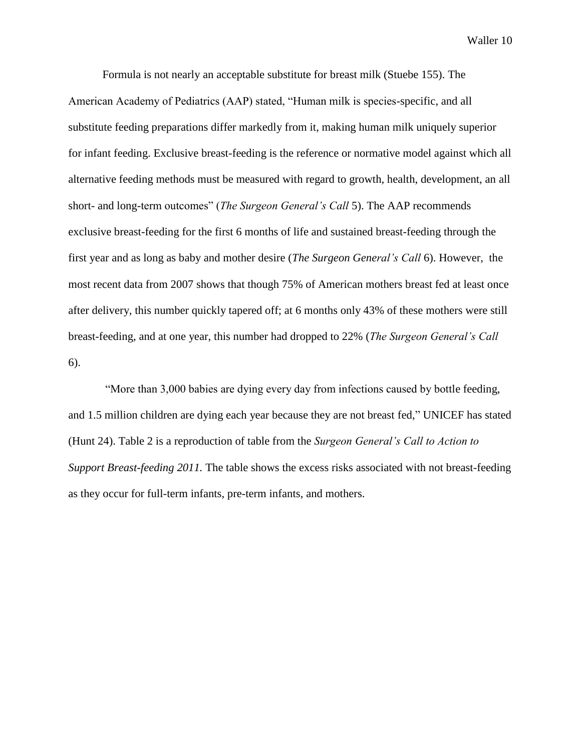Formula is not nearly an acceptable substitute for breast milk (Stuebe 155). The American Academy of Pediatrics (AAP) stated, "Human milk is species-specific, and all substitute feeding preparations differ markedly from it, making human milk uniquely superior for infant feeding. Exclusive breast-feeding is the reference or normative model against which all alternative feeding methods must be measured with regard to growth, health, development, an all short- and long-term outcomes" (*The Surgeon General's Call* 5). The AAP recommends exclusive breast-feeding for the first 6 months of life and sustained breast-feeding through the first year and as long as baby and mother desire (*The Surgeon General's Call* 6). However, the most recent data from 2007 shows that though 75% of American mothers breast fed at least once after delivery, this number quickly tapered off; at 6 months only 43% of these mothers were still breast-feeding, and at one year, this number had dropped to 22% (*The Surgeon General's Call* 6).

"More than 3,000 babies are dying every day from infections caused by bottle feeding, and 1.5 million children are dying each year because they are not breast fed," UNICEF has stated (Hunt 24). Table 2 is a reproduction of table from the *Surgeon General's Call to Action to Support Breast-feeding 2011.* The table shows the excess risks associated with not breast-feeding as they occur for full-term infants, pre-term infants, and mothers.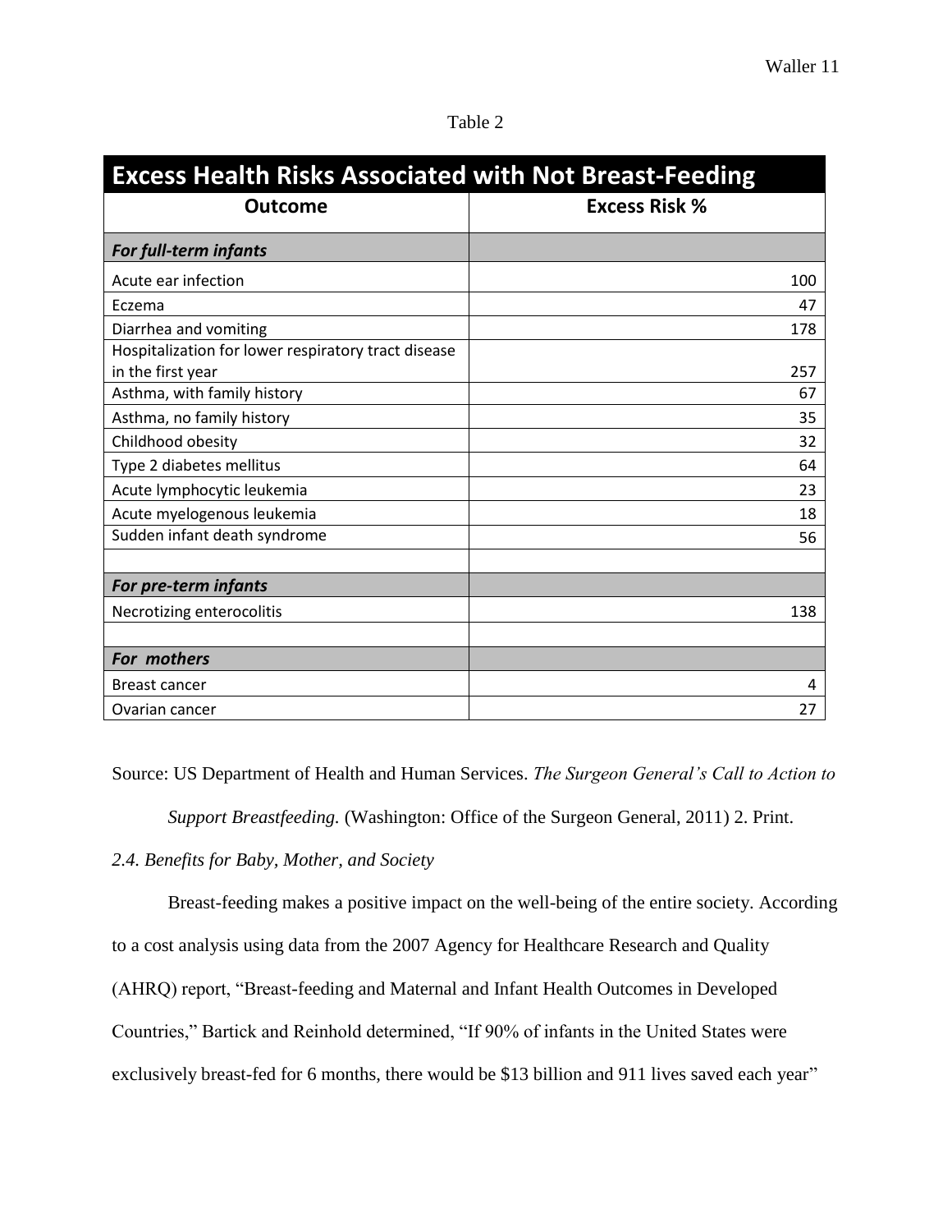Table 2

| Excess Health Risks Associated with Not Breast-Feeding | |
|---|---|
| **Outcome** | **Excess Risk %** |
| ***For full-term infants*** | |
| Acute ear infection | 100 |
| Eczema | 47 |
| Diarrhea and vomiting | 178 |
| Hospitalization for lower respiratory tract disease in the first year | 257 |
| Asthma, with family history | 67 |
| Asthma, no family history | 35 |
| Childhood obesity | 32 |
| Type 2 diabetes mellitus | 64 |
| Acute lymphocytic leukemia | 23 |
| Acute myelogenous leukemia | 18 |
| Sudden infant death syndrome | 56 |
| | |
| ***For pre-term infants*** | |
| Necrotizing enterocolitis | 138 |
| | |
| ***For mothers*** | |
| Breast cancer | 4 |
| Ovarian cancer | 27 |

Source: US Department of Health and Human Services. *The Surgeon General's Call to Action to Support Breastfeeding.* (Washington: Office of the Surgeon General, 2011) 2. Print.

*2.4. Benefits for Baby, Mother, and Society*

Breast-feeding makes a positive impact on the well-being of the entire society. According to a cost analysis using data from the 2007 Agency for Healthcare Research and Quality (AHRQ) report, "Breast-feeding and Maternal and Infant Health Outcomes in Developed Countries," Bartick and Reinhold determined, "If 90% of infants in the United States were exclusively breast-fed for 6 months, there would be $13 billion and 911 lives saved each year"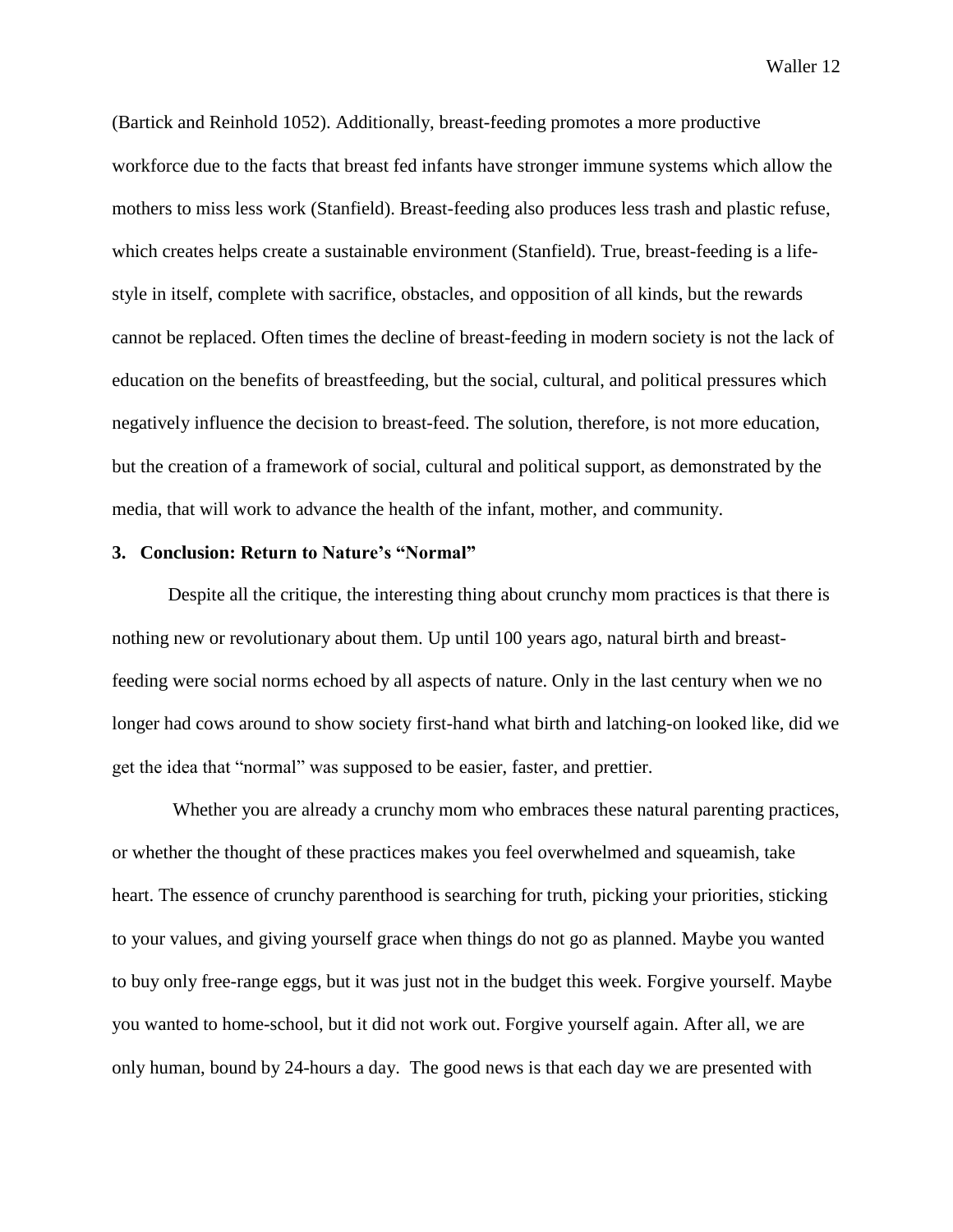(Bartick and Reinhold 1052). Additionally, breast-feeding promotes a more productive workforce due to the facts that breast fed infants have stronger immune systems which allow the mothers to miss less work (Stanfield). Breast-feeding also produces less trash and plastic refuse, which creates helps create a sustainable environment (Stanfield). True, breast-feeding is a life-style in itself, complete with sacrifice, obstacles, and opposition of all kinds, but the rewards cannot be replaced. Often times the decline of breast-feeding in modern society is not the lack of education on the benefits of breastfeeding, but the social, cultural, and political pressures which negatively influence the decision to breast-feed. The solution, therefore, is not more education, but the creation of a framework of social, cultural and political support, as demonstrated by the media, that will work to advance the health of the infant, mother, and community.

### 3. Conclusion: Return to Nature's "Normal"

Despite all the critique, the interesting thing about crunchy mom practices is that there is nothing new or revolutionary about them. Up until 100 years ago, natural birth and breast-feeding were social norms echoed by all aspects of nature. Only in the last century when we no longer had cows around to show society first-hand what birth and latching-on looked like, did we get the idea that "normal" was supposed to be easier, faster, and prettier.

Whether you are already a crunchy mom who embraces these natural parenting practices, or whether the thought of these practices makes you feel overwhelmed and squeamish, take heart. The essence of crunchy parenthood is searching for truth, picking your priorities, sticking to your values, and giving yourself grace when things do not go as planned. Maybe you wanted to buy only free-range eggs, but it was just not in the budget this week. Forgive yourself. Maybe you wanted to home-school, but it did not work out. Forgive yourself again. After all, we are only human, bound by 24-hours a day. The good news is that each day we are presented with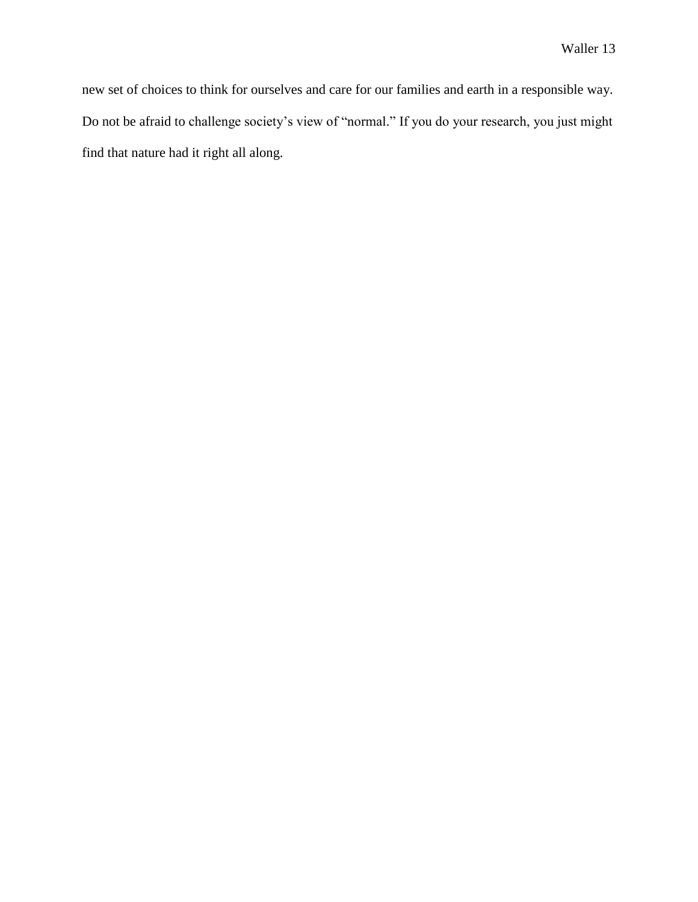new set of choices to think for ourselves and care for our families and earth in a responsible way. Do not be afraid to challenge society's view of "normal." If you do your research, you just might find that nature had it right all along.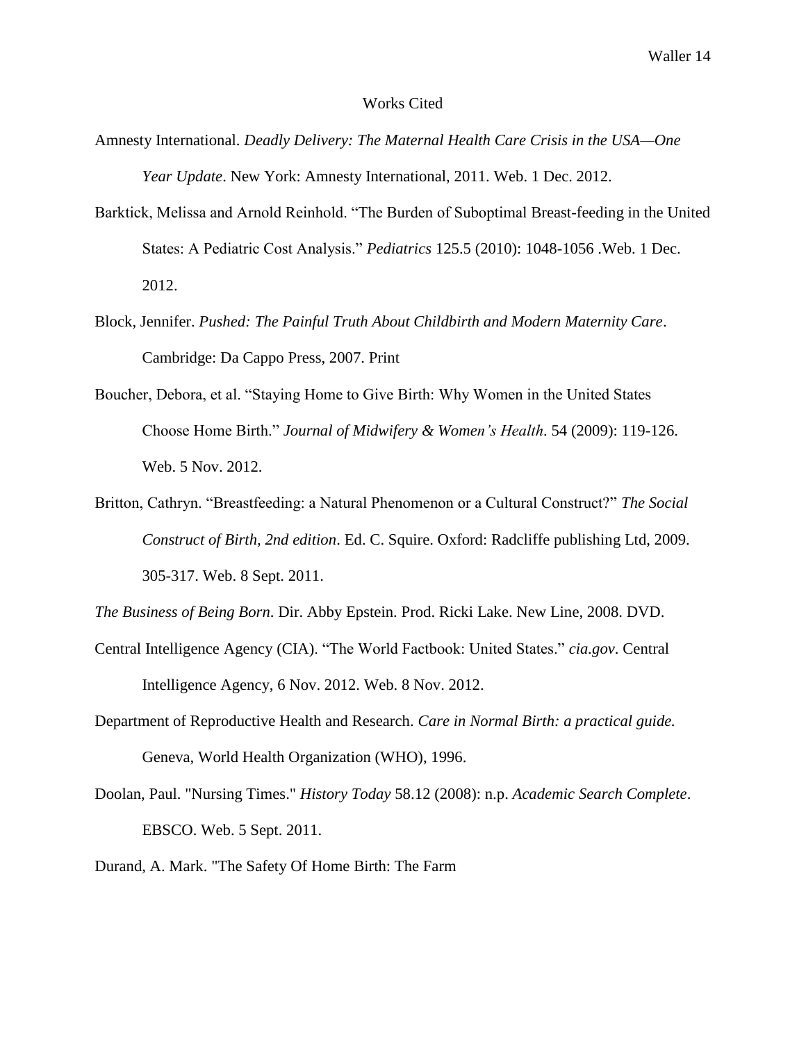# Works Cited

Amnesty International. *Deadly Delivery: The Maternal Health Care Crisis in the USA—One Year Update*. New York: Amnesty International, 2011. Web. 1 Dec. 2012.

Barktick, Melissa and Arnold Reinhold. "The Burden of Suboptimal Breast-feeding in the United States: A Pediatric Cost Analysis." *Pediatrics* 125.5 (2010): 1048-1056 .Web. 1 Dec. 2012.

Block, Jennifer. *Pushed: The Painful Truth About Childbirth and Modern Maternity Care*. Cambridge: Da Cappo Press, 2007. Print

Boucher, Debora, et al. "Staying Home to Give Birth: Why Women in the United States Choose Home Birth." *Journal of Midwifery & Women's Health*. 54 (2009): 119-126. Web. 5 Nov. 2012.

Britton, Cathryn. "Breastfeeding: a Natural Phenomenon or a Cultural Construct?" *The Social Construct of Birth, 2nd edition*. Ed. C. Squire. Oxford: Radcliffe publishing Ltd, 2009. 305-317. Web. 8 Sept. 2011.

*The Business of Being Born*. Dir. Abby Epstein. Prod. Ricki Lake. New Line, 2008. DVD.

Central Intelligence Agency (CIA). "The World Factbook: United States." *cia.gov*. Central Intelligence Agency, 6 Nov. 2012. Web. 8 Nov. 2012.

Department of Reproductive Health and Research. *Care in Normal Birth: a practical guide.* Geneva, World Health Organization (WHO), 1996.

Doolan, Paul. "Nursing Times." *History Today* 58.12 (2008): n.p. *Academic Search Complete*. EBSCO. Web. 5 Sept. 2011.

Durand, A. Mark. "The Safety Of Home Birth: The Farm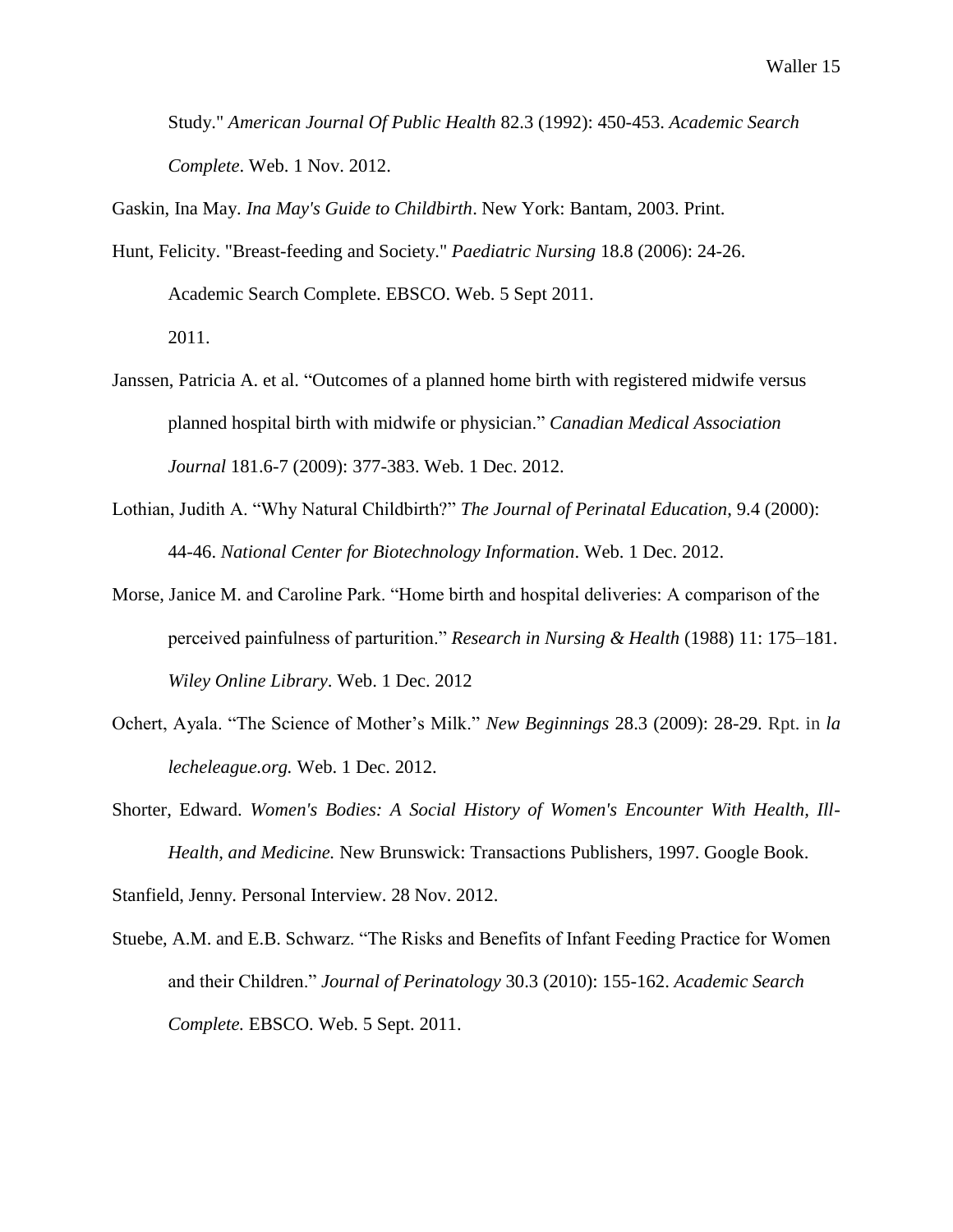Study." *American Journal Of Public Health* 82.3 (1992): 450-453. *Academic Search Complete*. Web. 1 Nov. 2012.

Gaskin, Ina May. *Ina May's Guide to Childbirth*. New York: Bantam, 2003. Print.

Hunt, Felicity. "Breast-feeding and Society." *Paediatric Nursing* 18.8 (2006): 24-26. Academic Search Complete. EBSCO. Web. 5 Sept 2011.

2011.

Janssen, Patricia A. et al. "Outcomes of a planned home birth with registered midwife versus planned hospital birth with midwife or physician." *Canadian Medical Association Journal* 181.6-7 (2009): 377-383. Web. 1 Dec. 2012.

Lothian, Judith A. "Why Natural Childbirth?" *The Journal of Perinatal Education*, 9.4 (2000): 44-46. *National Center for Biotechnology Information*. Web. 1 Dec. 2012.

Morse, Janice M. and Caroline Park. "Home birth and hospital deliveries: A comparison of the perceived painfulness of parturition." *Research in Nursing & Health* (1988) 11: 175–181. *Wiley Online Library*. Web. 1 Dec. 2012

Ochert, Ayala. "The Science of Mother's Milk." *New Beginnings* 28.3 (2009): 28-29. Rpt. in *la lecheleague.org.* Web. 1 Dec. 2012.

Shorter, Edward. *Women's Bodies: A Social History of Women's Encounter With Health, Ill-Health, and Medicine.* New Brunswick: Transactions Publishers, 1997. Google Book.

Stanfield, Jenny. Personal Interview. 28 Nov. 2012.

Stuebe, A.M. and E.B. Schwarz. "The Risks and Benefits of Infant Feeding Practice for Women and their Children." *Journal of Perinatology* 30.3 (2010): 155-162. *Academic Search Complete.* EBSCO. Web. 5 Sept. 2011.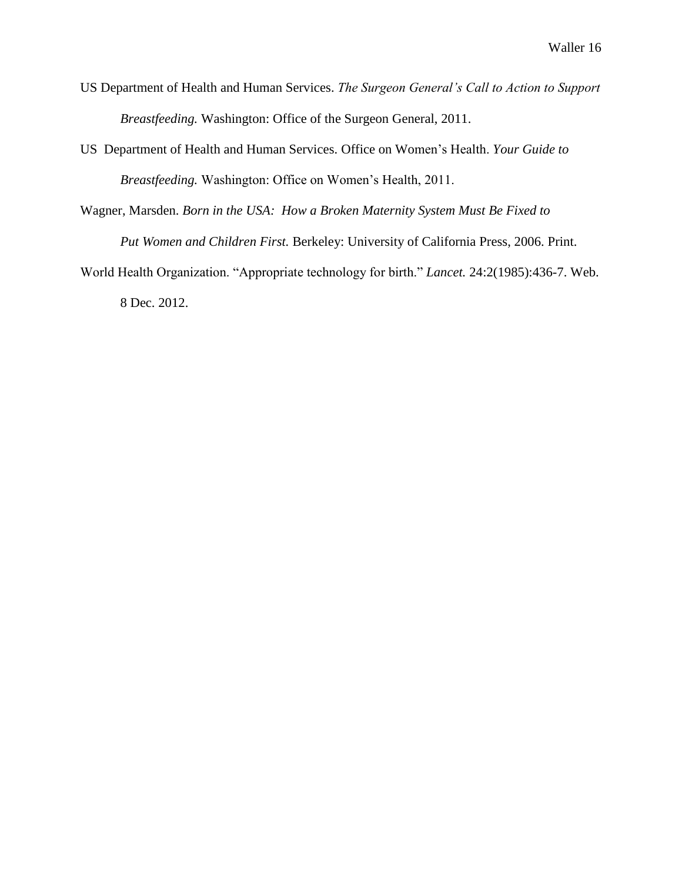US Department of Health and Human Services. *The Surgeon General's Call to Action to Support Breastfeeding.* Washington: Office of the Surgeon General, 2011.

US  Department of Health and Human Services. Office on Women's Health. *Your Guide to Breastfeeding.* Washington: Office on Women's Health, 2011.

Wagner, Marsden. *Born in the USA:  How a Broken Maternity System Must Be Fixed to Put Women and Children First.* Berkeley: University of California Press, 2006. Print.

World Health Organization. "Appropriate technology for birth." *Lancet.* 24:2(1985):436-7. Web. 8 Dec. 2012.